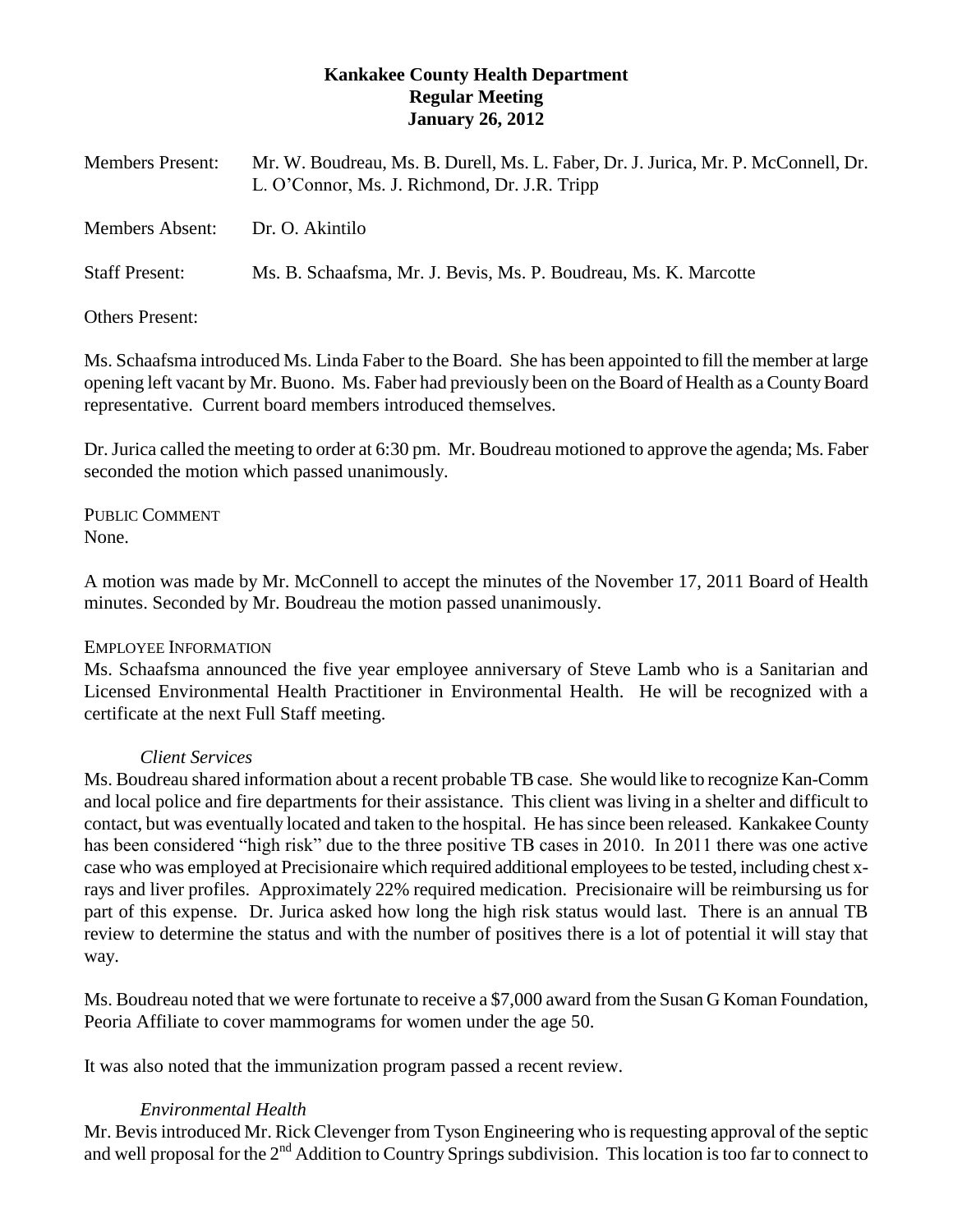**Kankakee County Health Department**
**Regular Meeting**
**January 26, 2012**

| | |
|---|---|
| Members Present: | Mr. W. Boudreau, Ms. B. Durell, Ms. L. Faber, Dr. J. Jurica, Mr. P. McConnell, Dr. L. O'Connor, Ms. J. Richmond, Dr. J.R. Tripp |
| Members Absent: | Dr. O. Akintilo |
| Staff Present: | Ms. B. Schaafsma, Mr. J. Bevis, Ms. P. Boudreau, Ms. K. Marcotte |
| Others Present: | |

Ms. Schaafsma introduced Ms. Linda Faber to the Board. She has been appointed to fill the member at large opening left vacant by Mr. Buono. Ms. Faber had previously been on the Board of Health as a County Board representative. Current board members introduced themselves.

Dr. Jurica called the meeting to order at 6:30 pm. Mr. Boudreau motioned to approve the agenda; Ms. Faber seconded the motion which passed unanimously.

PUBLIC COMMENT
None.

A motion was made by Mr. McConnell to accept the minutes of the November 17, 2011 Board of Health minutes. Seconded by Mr. Boudreau the motion passed unanimously.

EMPLOYEE INFORMATION
Ms. Schaafsma announced the five year employee anniversary of Steve Lamb who is a Sanitarian and Licensed Environmental Health Practitioner in Environmental Health. He will be recognized with a certificate at the next Full Staff meeting.

*Client Services*
Ms. Boudreau shared information about a recent probable TB case. She would like to recognize Kan-Comm and local police and fire departments for their assistance. This client was living in a shelter and difficult to contact, but was eventually located and taken to the hospital. He has since been released. Kankakee County has been considered "high risk" due to the three positive TB cases in 2010. In 2011 there was one active case who was employed at Precisionaire which required additional employees to be tested, including chest x-rays and liver profiles. Approximately 22% required medication. Precisionaire will be reimbursing us for part of this expense. Dr. Jurica asked how long the high risk status would last. There is an annual TB review to determine the status and with the number of positives there is a lot of potential it will stay that way.

Ms. Boudreau noted that we were fortunate to receive a $7,000 award from the Susan G Koman Foundation, Peoria Affiliate to cover mammograms for women under the age 50.

It was also noted that the immunization program passed a recent review.

*Environmental Health*
Mr. Bevis introduced Mr. Rick Clevenger from Tyson Engineering who is requesting approval of the septic and well proposal for the 2nd Addition to Country Springs subdivision. This location is too far to connect to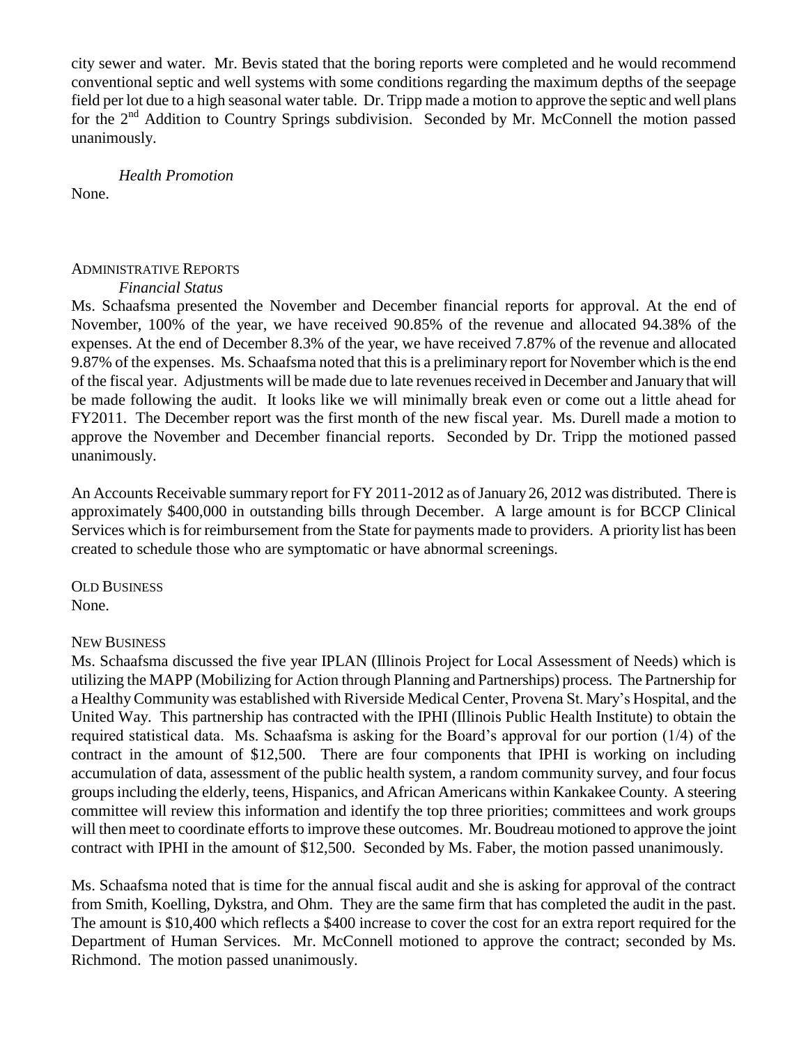city sewer and water. Mr. Bevis stated that the boring reports were completed and he would recommend conventional septic and well systems with some conditions regarding the maximum depths of the seepage field per lot due to a high seasonal water table. Dr. Tripp made a motion to approve the septic and well plans for the 2nd Addition to Country Springs subdivision. Seconded by Mr. McConnell the motion passed unanimously.

*Health Promotion*

None.

ADMINISTRATIVE REPORTS

*Financial Status*

Ms. Schaafsma presented the November and December financial reports for approval. At the end of November, 100% of the year, we have received 90.85% of the revenue and allocated 94.38% of the expenses. At the end of December 8.3% of the year, we have received 7.87% of the revenue and allocated 9.87% of the expenses. Ms. Schaafsma noted that this is a preliminary report for November which is the end of the fiscal year. Adjustments will be made due to late revenues received in December and January that will be made following the audit. It looks like we will minimally break even or come out a little ahead for FY2011. The December report was the first month of the new fiscal year. Ms. Durell made a motion to approve the November and December financial reports. Seconded by Dr. Tripp the motioned passed unanimously.

An Accounts Receivable summary report for FY 2011-2012 as of January 26, 2012 was distributed. There is approximately $400,000 in outstanding bills through December. A large amount is for BCCP Clinical Services which is for reimbursement from the State for payments made to providers. A priority list has been created to schedule those who are symptomatic or have abnormal screenings.

OLD BUSINESS

None.

NEW BUSINESS

Ms. Schaafsma discussed the five year IPLAN (Illinois Project for Local Assessment of Needs) which is utilizing the MAPP (Mobilizing for Action through Planning and Partnerships) process. The Partnership for a Healthy Community was established with Riverside Medical Center, Provena St. Mary's Hospital, and the United Way. This partnership has contracted with the IPHI (Illinois Public Health Institute) to obtain the required statistical data. Ms. Schaafsma is asking for the Board's approval for our portion (1/4) of the contract in the amount of $12,500. There are four components that IPHI is working on including accumulation of data, assessment of the public health system, a random community survey, and four focus groups including the elderly, teens, Hispanics, and African Americans within Kankakee County. A steering committee will review this information and identify the top three priorities; committees and work groups will then meet to coordinate efforts to improve these outcomes. Mr. Boudreau motioned to approve the joint contract with IPHI in the amount of $12,500. Seconded by Ms. Faber, the motion passed unanimously.

Ms. Schaafsma noted that is time for the annual fiscal audit and she is asking for approval of the contract from Smith, Koelling, Dykstra, and Ohm. They are the same firm that has completed the audit in the past. The amount is $10,400 which reflects a $400 increase to cover the cost for an extra report required for the Department of Human Services. Mr. McConnell motioned to approve the contract; seconded by Ms. Richmond. The motion passed unanimously.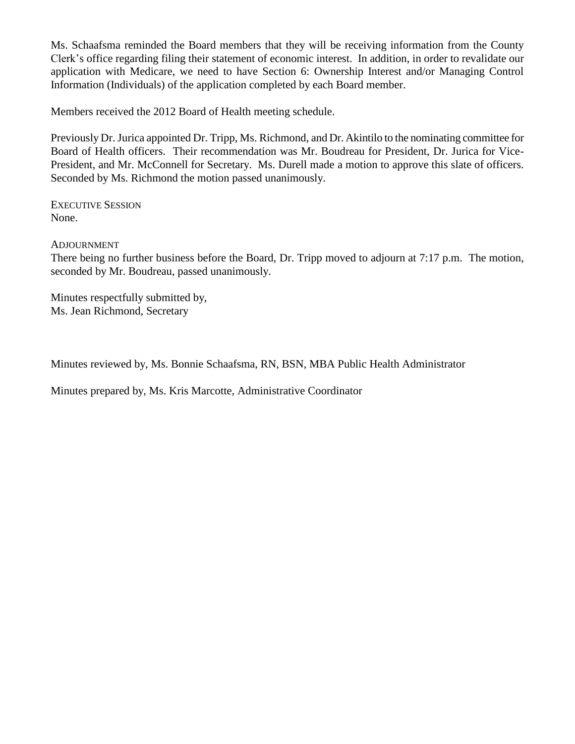Ms. Schaafsma reminded the Board members that they will be receiving information from the County Clerk's office regarding filing their statement of economic interest. In addition, in order to revalidate our application with Medicare, we need to have Section 6: Ownership Interest and/or Managing Control Information (Individuals) of the application completed by each Board member.

Members received the 2012 Board of Health meeting schedule.

Previously Dr. Jurica appointed Dr. Tripp, Ms. Richmond, and Dr. Akintilo to the nominating committee for Board of Health officers. Their recommendation was Mr. Boudreau for President, Dr. Jurica for Vice-President, and Mr. McConnell for Secretary. Ms. Durell made a motion to approve this slate of officers. Seconded by Ms. Richmond the motion passed unanimously.

EXECUTIVE SESSION
None.

ADJOURNMENT
There being no further business before the Board, Dr. Tripp moved to adjourn at 7:17 p.m. The motion, seconded by Mr. Boudreau, passed unanimously.

Minutes respectfully submitted by,
Ms. Jean Richmond, Secretary

Minutes reviewed by, Ms. Bonnie Schaafsma, RN, BSN, MBA Public Health Administrator

Minutes prepared by, Ms. Kris Marcotte, Administrative Coordinator